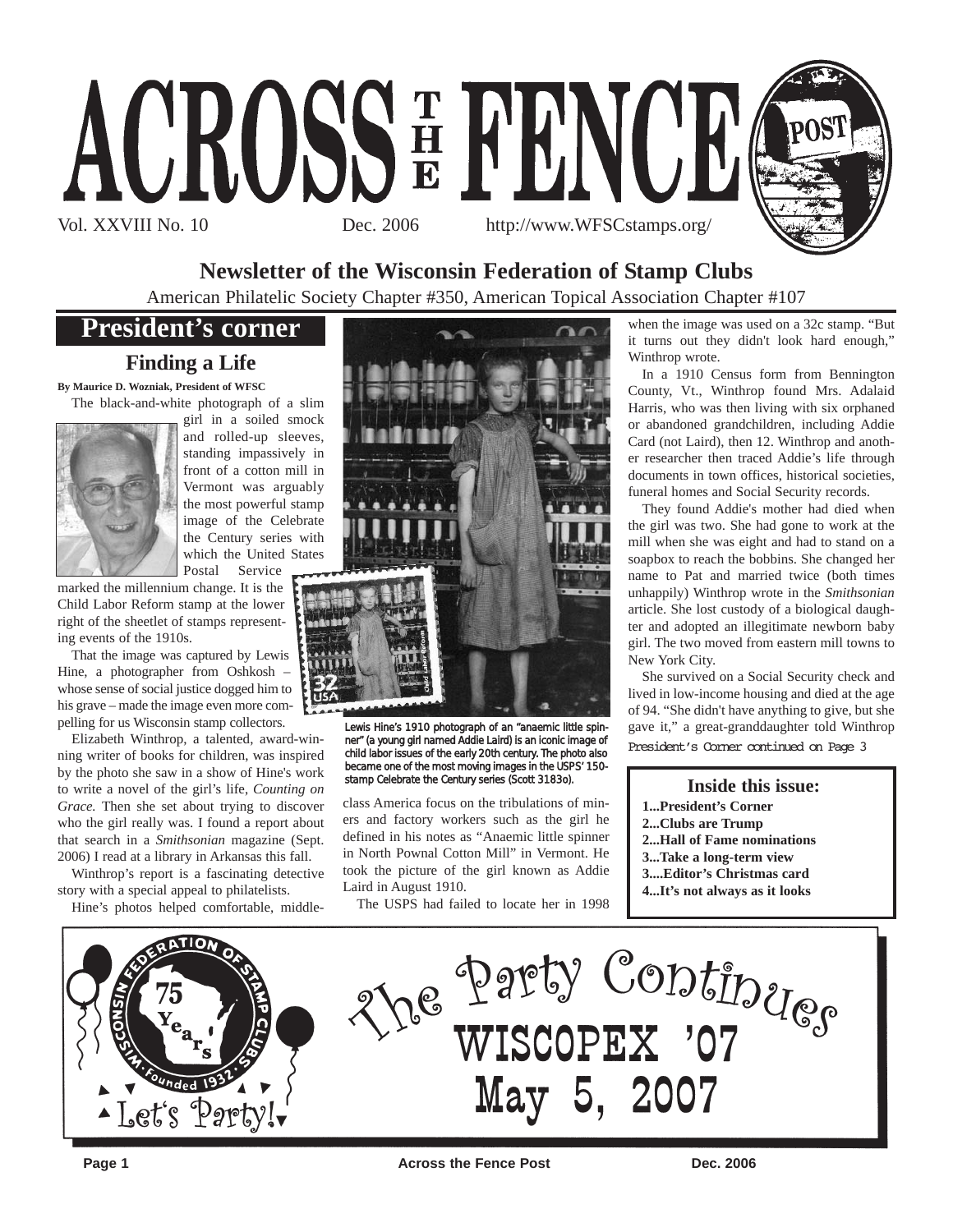# ACROSS THE FENCE POST

Vol. XXVIII No. 10 Dec. 2006 http://www.WFSCstamps.org/

**Newsletter of the Wisconsin Federation of Stamp Clubs**

American Philatelic Society Chapter #350, American Topical Association Chapter #107

## President's corner

### Finding a Life

**By Maurice D. Wozniak, President of WFSC**

The black-and-white photograph of a slim girl in a soiled smock and rolled-up sleeves, standing impassively in front of a cotton mill in Vermont was arguably the most powerful stamp image of the Celebrate the Century series with which the United States Postal Service marked the millennium change. It is the Child Labor Reform stamp at the lower right of the sheetlet of stamps representing events of the 1910s.

That the image was captured by Lewis Hine, a photographer from Oshkosh – whose sense of social justice dogged him to his grave – made the image even more compelling for us Wisconsin stamp collectors.

Elizabeth Winthrop, a talented, award-winning writer of books for children, was inspired by the photo she saw in a show of Hine's work to write a novel of the girl's life, *Counting on Grace.* Then she set about trying to discover who the girl really was. I found a report about that search in a *Smithsonian* magazine (Sept. 2006) I read at a library in Arkansas this fall.

Winthrop's report is a fascinating detective story with a special appeal to philatelists.

Hine's photos helped comfortable, middle-class America focus on the tribulations of miners and factory workers such as the girl he defined in his notes as "Anaemic little spinner in North Pownal Cotton Mill" in Vermont. He took the picture of the girl known as Addie Laird in August 1910.

Lewis Hine's 1910 photograph of an "anaemic little spinner" (a young girl named Addie Laird) is an iconic image of child labor issues of the early 20th century. The photo also became one of the most moving images in the USPS' 150-stamp Celebrate the Century series (Scott 3183o).

The USPS had failed to locate her in 1998 when the image was used on a 32c stamp. "But it turns out they didn't look hard enough," Winthrop wrote.

In a 1910 Census form from Bennington County, Vt., Winthrop found Mrs. Adalaid Harris, who was then living with six orphaned or abandoned grandchildren, including Addie Card (not Laird), then 12. Winthrop and another researcher then traced Addie's life through documents in town offices, historical societies, funeral homes and Social Security records.

They found Addie's mother had died when the girl was two. She had gone to work at the mill when she was eight and had to stand on a soapbox to reach the bobbins. She changed her name to Pat and married twice (both times unhappily) Winthrop wrote in the *Smithsonian* article. She lost custody of a biological daughter and adopted an illegitimate newborn baby girl. The two moved from eastern mill towns to New York City.

She survived on a Social Security check and lived in low-income housing and died at the age of 94. "She didn't have anything to give, but she gave it," a great-granddaughter told Winthrop

*President's Corner continued on Page 3*

**Inside this issue:**

- **1...President's Corner**
- **2...Clubs are Trump**
- **2...Hall of Fame nominations**
- **3...Take a long-term view**
- **3....Editor's Christmas card**
- **4...It's not always as it looks**

Wisconsin Federation of Stamp Clubs · 75 Years · Founded 1932 · Let's Party!

## The Party Continues
## WISCOPEX '07
## May 5, 2007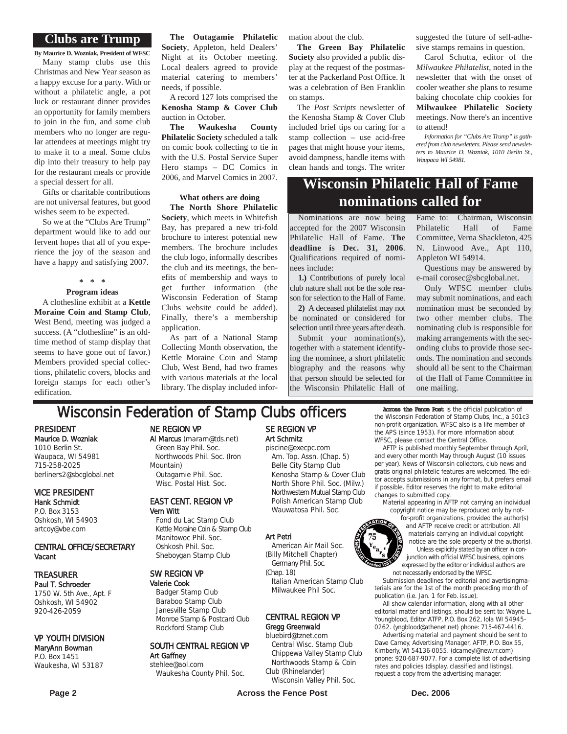## Clubs are Trump

**By Maurice D. Wozniak, President of WFSC**

Many stamp clubs use this Christmas and New Year season as a happy excuse for a party. With or without a philatelic angle, a pot luck or restaurant dinner provides an opportunity for family members to join in the fun, and some club members who no longer are regular attendees at meetings might try to make it to a meal. Some clubs dip into their treasury to help pay for the restaurant meals or provide a special dessert for all.

Gifts or charitable contributions are not universal features, but good wishes seem to be expected.

So we at the "Clubs Are Trump" department would like to add our fervent hopes that all of you experience the joy of the season and have a happy and satisfying 2007.

\* \* \*

### Program ideas

A clothesline exhibit at a **Kettle Moraine Coin and Stamp Club**, West Bend, meeting was judged a success. (A "clothesline" is an old-time method of stamp display that seems to have gone out of favor.) Members provided special collections, philatelic covers, blocks and foreign stamps for each other's edification.

**The Outagamie Philatelic Society**, Appleton, held Dealers' Night at its October meeting. Local dealers agreed to provide material catering to members' needs, if possible.

A record 127 lots comprised the **Kenosha Stamp & Cover Club** auction in October.

**The Waukesha County Philatelic Society** scheduled a talk on comic book collecting to tie in with the U.S. Postal Service Super Hero stamps – DC Comics in 2006, and Marvel Comics in 2007.

### What others are doing

**The North Shore Philatelic Society**, which meets in Whitefish Bay, has prepared a new tri-fold brochure to interest potential new members. The brochure includes the club logo, informally describes the club and its meetings, the benefits of membership and ways to get further information (the Wisconsin Federation of Stamp Clubs website could be added). Finally, there's a membership application.

As part of a National Stamp Collecting Month observation, the Kettle Moraine Coin and Stamp Club, West Bend, had two frames with various materials at the local library. The display included information about the club.

**The Green Bay Philatelic Society** also provided a public display at the request of the postmaster at the Packerland Post Office. It was a celebration of Ben Franklin on stamps.

The *Post Scripts* newsletter of the Kenosha Stamp & Cover Club included brief tips on caring for a stamp collection – use acid-free pages that might house your items, avoid dampness, handle items with clean hands and tongs. The writer suggested the future of self-adhesive stamps remains in question.

Carol Schutta, editor of the *Milwaukee Philatelist*, noted in the newsletter that with the onset of cooler weather she plans to resume baking chocolate chip cookies for **Milwaukee Philatelic Society** meetings. Now there's an incentive to attend!

*Information for "Clubs Are Trump" is gathered from club newsletters. Please send newsletters to Maurice D. Wozniak, 1010 Berlin St., Waupaca WI 54981.*

## Wisconsin Philatelic Hall of Fame nominations called for

Nominations are now being accepted for the 2007 Wisconsin Philatelic Hall of Fame. **The deadline is Dec. 31, 2006**. Qualifications required of nominees include:

**1.)** Contributions of purely local club nature shall not be the sole reason for selection to the Hall of Fame.

**2)** A deceased philatelist may not be nominated or considered for selection until three years after death.

Submit your nomination(s), together with a statement identifying the nominee, a short philatelic biography and the reasons why that person should be selected for the Wisconsin Philatelic Hall of Fame to: Chairman, Wisconsin Philatelic Hall of Fame Committee, Verna Shackleton, 425 N. Linwood Ave., Apt 110, Appleton WI 54914.

Questions may be answered by e-mail corosec@sbcglobal.net.

Only WFSC member clubs may submit nominations, and each nomination must be seconded by two other member clubs. The nominating club is responsible for making arrangements with the seconding clubs to provide those seconds. The nomination and seconds should all be sent to the Chairman of the Hall of Fame Committee in one mailing.

## Wisconsin Federation of Stamp Clubs officers

**PRESIDENT**
Maurice D. Wozniak
1010 Berlin St.
Waupaca, WI 54981
715-258-2025
berliners2@sbcglobal.net

**VICE PRESIDENT**
Hank Schmidt
P.O. Box 3153
Oshkosh, WI 54903
artcoy@vbe.com

**CENTRAL OFFICE/SECRETARY**
Vacant

**TREASURER**
Paul T. Schroeder
1750 W. 5th Ave., Apt. F
Oshkosh, WI 54902
920-426-2059

**VP YOUTH DIVISION**
MaryAnn Bowman
P.O. Box 1451
Waukesha, WI 53187

**NE REGION VP**
Al Marcus (maram@tds.net)
Green Bay Phil. Soc.
Northwoods Phil. Soc. (Iron Mountain)
Outagamie Phil. Soc.
Wisc. Postal Hist. Soc.

**EAST CENT. REGION VP**
Vern Witt
Fond du Lac Stamp Club
Kettle Moraine Coin & Stamp Club
Manitowoc Phil. Soc.
Oshkosh Phil. Soc.
Sheboygan Stamp Club

**SW REGION VP**
Valerie Cook
Badger Stamp Club
Baraboo Stamp Club
Janesville Stamp Club
Monroe Stamp & Postcard Club
Rockford Stamp Club

**SOUTH CENTRAL REGION VP**
Art Gaffney
stehlee@aol.com
Waukesha County Phil. Soc.

**SE REGION VP**
Art Schmitz
piscine@execpc.com
Am. Top. Assn. (Chap. 5)
Belle City Stamp Club
Kenosha Stamp & Cover Club
North Shore Phil. Soc. (Milw.)
Northwestern Mutual Stamp Club
Polish American Stamp Club
Wauwatosa Phil. Soc.

Art Petri
American Air Mail Soc. (Billy Mitchell Chapter)
Germany Phil. Soc. (Chap. 18)
Italian American Stamp Club
Milwaukee Phil Soc.

**CENTRAL REGION VP**
Gregg Greenwald
bluebird@tznet.com
Central Wisc. Stamp Club
Chippewa Valley Stamp Club
Northwoods Stamp & Coin Club (Rhinelander)
Wisconsin Valley Phil. Soc.

**Across the Fence Post** is the official publication of the Wisconsin Federation of Stamp Clubs, Inc., a 501c3 non-profit organization. WFSC also is a life member of the APS (since 1953). For more information about WFSC, please contact the Central Office.

AFTP is published monthly September through April, and every other month May through August (10 issues per year). News of Wisconsin collectors, club news and gratis original philatelic features are welcomed. The editor accepts submissions in any format, but prefers email if possible. Editor reserves the right to make editorial changes to submitted copy.

Material appearing in AFTP not carrying an individual copyright notice may be reproduced only by not-for-profit organizations, provided the author(s) and AFTP receive credit or attribution. All materials carrying an individual copyright notice are the sole property of the author(s).

Unless explicitly stated by an officer in conjunction with official WFSC business, opinions expressed by the editor or individual authors are not necessarily endorsed by the WFSC.

Submission deadlines for editorial and avertisingmaterials are for the 1st of the month preceding month of publication (i.e. Jan. 1 for Feb. issue).

All show calendar information, along with all other editorial matter and listings, should be sent to: Wayne L. Youngblood, Editor ATFP, P.O. Box 262, Iola WI 54945-0262. (yngblood@athenet.net) phone: 715-467-4416.

Advertising material and payment should be sent to Dave Carney, Advertising Manager, AFTP, P.O. Box 55, Kimberly, WI 54136-0055. (dcarneyl@new.rr.com) pnone: 920-687-9077. For a complete list of advertising rates and policies (display, classified and listings), request a copy from the advertising manager.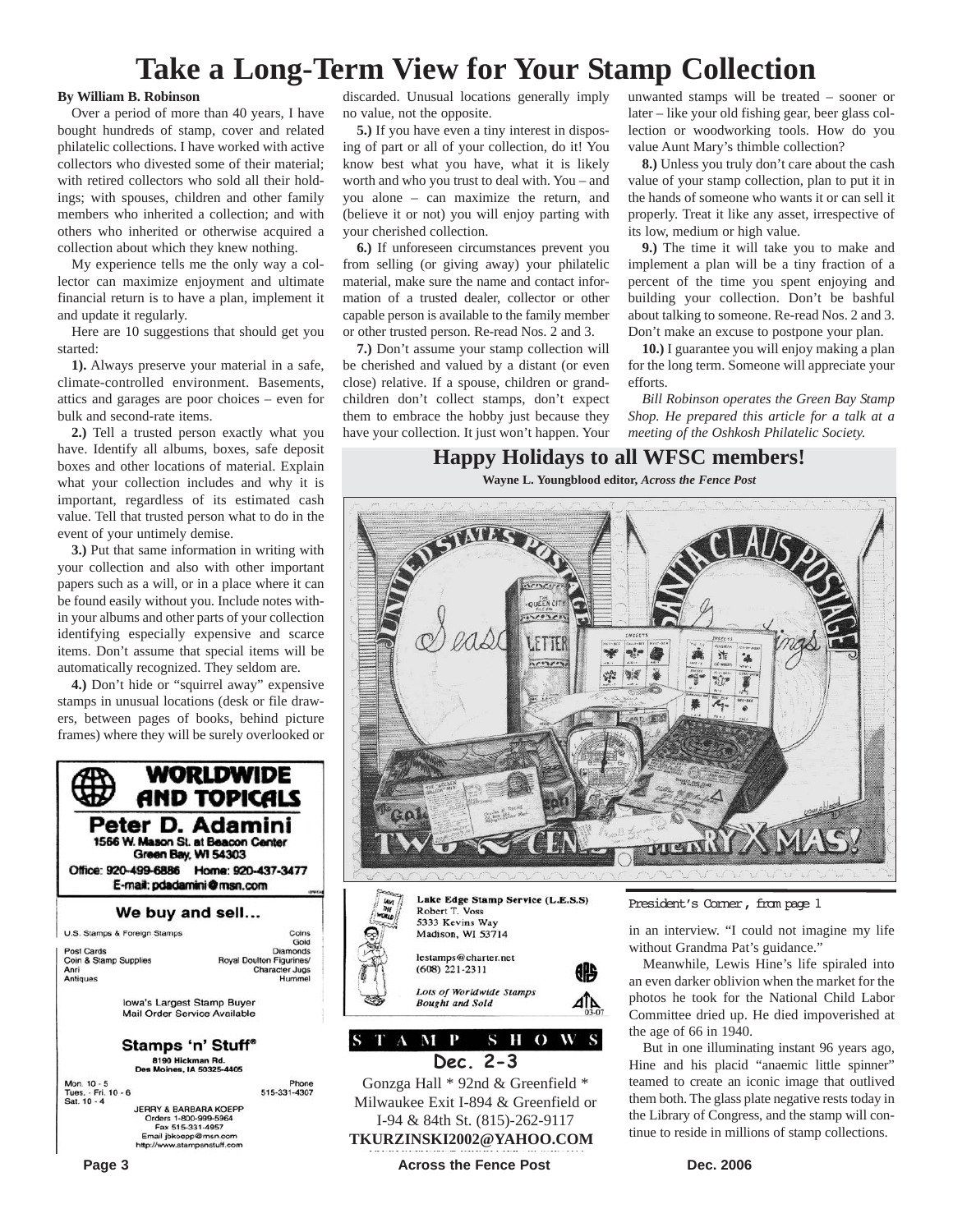# Take a Long-Term View for Your Stamp Collection

**By William B. Robinson**

Over a period of more than 40 years, I have bought hundreds of stamp, cover and related philatelic collections. I have worked with active collectors who divested some of their material; with retired collectors who sold all their holdings; with spouses, children and other family members who inherited a collection; and with others who inherited or otherwise acquired a collection about which they knew nothing.

My experience tells me the only way a collector can maximize enjoyment and ultimate financial return is to have a plan, implement it and update it regularly.

Here are 10 suggestions that should get you started:

**1).** Always preserve your material in a safe, climate-controlled environment. Basements, attics and garages are poor choices – even for bulk and second-rate items.

**2.)** Tell a trusted person exactly what you have. Identify all albums, boxes, safe deposit boxes and other locations of material. Explain what your collection includes and why it is important, regardless of its estimated cash value. Tell that trusted person what to do in the event of your untimely demise.

**3.)** Put that same information in writing with your collection and also with other important papers such as a will, or in a place where it can be found easily without you. Include notes within your albums and other parts of your collection identifying especially expensive and scarce items. Don't assume that special items will be automatically recognized. They seldom are.

**4.)** Don't hide or "squirrel away" expensive stamps in unusual locations (desk or file drawers, between pages of books, behind picture frames) where they will be surely overlooked or discarded. Unusual locations generally imply no value, not the opposite.

**5.)** If you have even a tiny interest in disposing of part or all of your collection, do it! You know best what you have, what it is likely worth and who you trust to deal with. You – and you alone – can maximize the return, and (believe it or not) you will enjoy parting with your cherished collection.

**6.)** If unforeseen circumstances prevent you from selling (or giving away) your philatelic material, make sure the name and contact information of a trusted dealer, collector or other capable person is available to the family member or other trusted person. Re-read Nos. 2 and 3.

**7.)** Don't assume your stamp collection will be cherished and valued by a distant (or even close) relative. If a spouse, children or grandchildren don't collect stamps, don't expect them to embrace the hobby just because they have your collection. It just won't happen. Your unwanted stamps will be treated – sooner or later – like your old fishing gear, beer glass collection or woodworking tools. How do you value Aunt Mary's thimble collection?

**8.)** Unless you truly don't care about the cash value of your stamp collection, plan to put it in the hands of someone who wants it or can sell it properly. Treat it like any asset, irrespective of its low, medium or high value.

**9.)** The time it will take you to make and implement a plan will be a tiny fraction of a percent of the time you spent enjoying and building your collection. Don't be bashful about talking to someone. Re-read Nos. 2 and 3. Don't make an excuse to postpone your plan.

**10.)** I guarantee you will enjoy making a plan for the long term. Someone will appreciate your efforts.

*Bill Robinson operates the Green Bay Stamp Shop. He prepared this article for a talk at a meeting of the Oshkosh Philatelic Society.*

## Happy Holidays to all WFSC members!

**Wayne L. Youngblood editor, *Across the Fence Post***

---

**WORLDWIDE AND TOPICALS**
**Peter D. Adamini**
1566 W. Mason St. at Beacon Center
Green Bay, WI 54303
Office: 920-499-6886 Home: 920-437-3477
E-mail: pdadamini@msn.com

---

**We buy and sell...**

U.S. Stamps & Foreign Stamps — Coins, Gold
Post Cards — Diamonds
Coin & Stamp Supplies — Royal Doulton Figurines/Character Jugs
Anri — Hummel
Antiques

Iowa's Largest Stamp Buyer
Mail Order Service Available

**Stamps 'n' Stuff®**
8190 Hickman Rd.
Des Moines, IA 50325-4405

Mon. 10 - 5
Tues. - Fri. 10 - 6
Sat. 10 - 4
Phone 515-331-4307

JERRY & BARBARA KOEPP
Orders 1-800-999-5964
Fax 515-331-4957
Email jbkoepp@msn.com
http://www.stampsnstuff.com

---

**Lake Edge Stamp Service (L.E.S.S)**
Robert T. Voss
5333 Kevins Way
Madison, WI 53714

lestamps@charter.net
(608) 221-2311

*Lots of Worldwide Stamps Bought and Sold*

---

**STAMP SHOWS**

**Dec. 2-3**

Gonzga Hall * 92nd & Greenfield * Milwaukee Exit I-894 & Greenfield or I-94 & 84th St. (815)-262-9117
**TKURZINSKI2002@YAHOO.COM**

---

*President's Corner, from page 1*

in an interview. "I could not imagine my life without Grandma Pat's guidance."

Meanwhile, Lewis Hine's life spiraled into an even darker oblivion when the market for the photos he took for the National Child Labor Committee dried up. He died impoverished at the age of 66 in 1940.

But in one illuminating instant 96 years ago, Hine and his placid "anaemic little spinner" teamed to create an iconic image that outlived them both. The glass plate negative rests today in the Library of Congress, and the stamp will continue to reside in millions of stamp collections.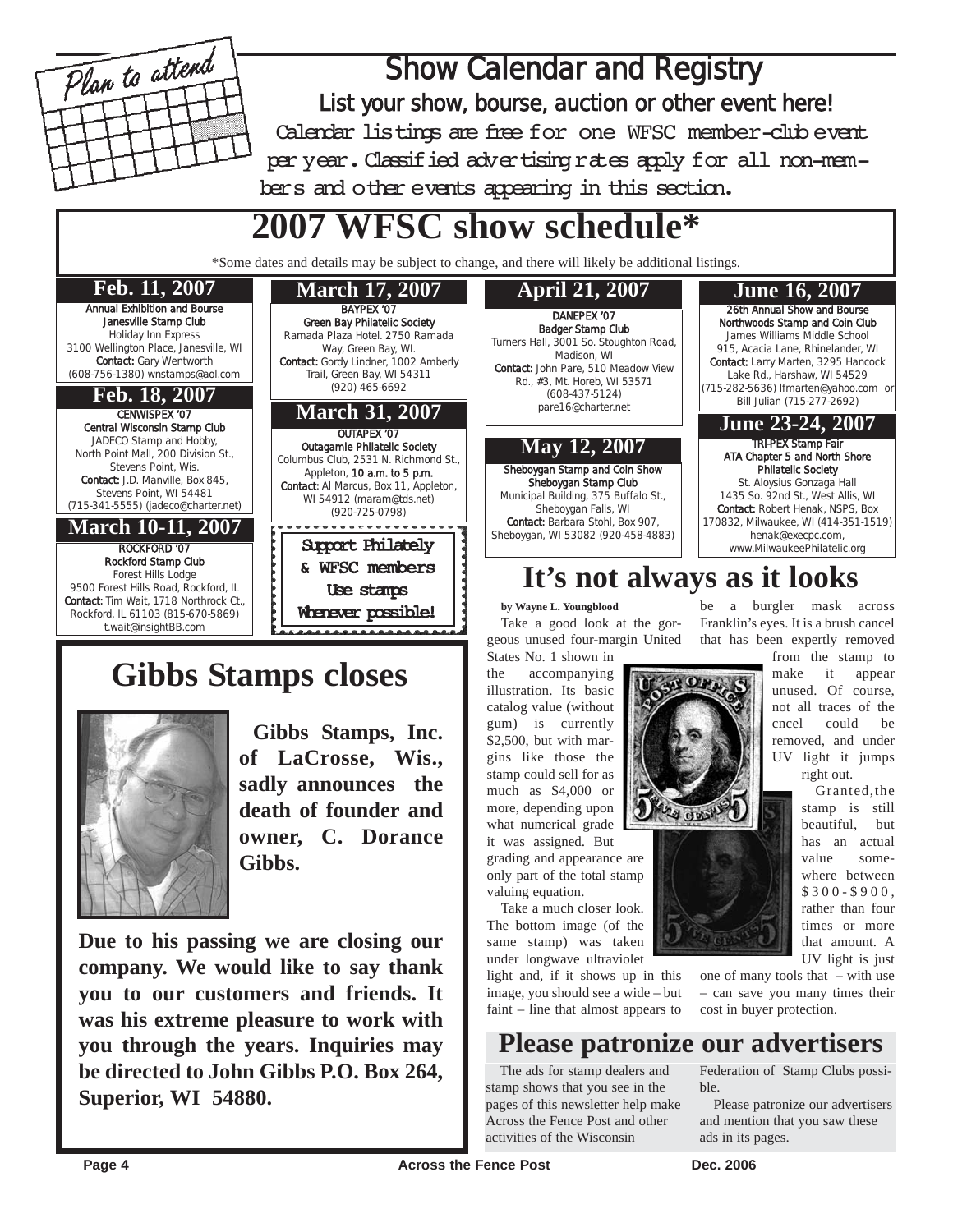Plan to attend

# Show Calendar and Registry

## List your show, bourse, auction or other event here!

Calendar listings are free for one WFSC member-club event per year. Classified advertising rates apply for all non-members and other events appearing in this section.

# 2007 WFSC show schedule*

*Some dates and details may be subject to change, and there will likely be additional listings.

### Feb. 11, 2007

**Annual Exhibition and Bourse**
**Janesville Stamp Club**
Holiday Inn Express
3100 Wellington Place, Janesville, WI
**Contact:** Gary Wentworth (608-756-1380) wnstamps@aol.com

### Feb. 18, 2007

**CENWISPEX '07**
**Central Wisconsin Stamp Club**
JADECO Stamp and Hobby, North Point Mall, 200 Division St., Stevens Point, Wis.
**Contact:** J.D. Manville, Box 845, Stevens Point, WI 54481 (715-341-5555) (jadeco@charter.net)

### March 10-11, 2007

**ROCKFORD '07**
**Rockford Stamp Club**
Forest Hills Lodge
9500 Forest Hills Road, Rockford, IL
**Contact:** Tim Wait, 1718 Northrock Ct., Rockford, IL 61103 (815-670-5869) t.wait@insightBB.com

### March 17, 2007

**BAYPEX '07**
**Green Bay Philatelic Society**
Ramada Plaza Hotel. 2750 Ramada Way, Green Bay, WI.
**Contact:** Gordy Lindner, 1002 Amberly Trail, Green Bay, WI 54311 (920) 465-6692

### March 31, 2007

**OUTAPEX '07**
**Outagamie Philatelic Society**
Columbus Club, 2531 N. Richmond St., Appleton, **10 a.m. to 5 p.m.**
**Contact:** Al Marcus, Box 11, Appleton, WI 54912 (maram@tds.net) (920-725-0798)

**Support Philately & WFSC members Use stamps Whenever possible!**

### April 21, 2007

**DANEPEX '07**
**Badger Stamp Club**
Turners Hall, 3001 So. Stoughton Road, Madison, WI
**Contact:** John Pare, 510 Meadow View Rd., #3, Mt. Horeb, WI 53571 (608-437-5124) pare16@charter.net

### May 12, 2007

**Sheboygan Stamp and Coin Show**
**Sheboygan Stamp Club**
Municipal Building, 375 Buffalo St., Sheboygan Falls, WI
**Contact:** Barbara Stohl, Box 907, Sheboygan, WI 53082 (920-458-4883)

### June 16, 2007

**26th Annual Show and Bourse**
**Northwoods Stamp and Coin Club**
James Williams Middle School 915, Acacia Lane, Rhinelander, WI
**Contact:** Larry Marten, 3295 Hancock Lake Rd., Harshaw, WI 54529 (715-282-5636) lfmarten@yahoo.com or Bill Julian (715-277-2692)

### June 23-24, 2007

**TRI-PEX Stamp Fair**
**ATA Chapter 5 and North Shore Philatelic Society**
St. Aloysius Gonzaga Hall
1435 So. 92nd St., West Allis, WI
**Contact:** Robert Henak, NSPS, Box 170832, Milwaukee, WI (414-351-1519) henak@execpc.com, www.MilwaukeePhilatelic.org

# Gibbs Stamps closes

**Gibbs Stamps, Inc. of LaCrosse, Wis., sadly announces the death of founder and owner, C. Dorance Gibbs.**

**Due to his passing we are closing our company. We would like to say thank you to our customers and friends. It was his extreme pleasure to work with you through the years. Inquiries may be directed to John Gibbs P.O. Box 264, Superior, WI 54880.**

# It's not always as it looks

**by Wayne L. Youngblood**

Take a good look at the gorgeous unused four-margin United States No. 1 shown in the accompanying illustration. Its basic catalog value (without gum) is currently $2,500, but with margins like those the stamp could sell for as much as $4,000 or more, depending upon what numerical grade it was assigned. But grading and appearance are only part of the total stamp valuing equation.

Take a much closer look. The bottom image (of the same stamp) was taken under longwave ultraviolet light and, if it shows up in this image, you should see a wide – but faint – line that almost appears to be a burgler mask across Franklin's eyes. It is a brush cancel that has been expertly removed from the stamp to make it appear unused. Of course, not all traces of the cncel could be removed, and under UV light it jumps right out.

Granted, the stamp is still beautiful, but has an actual value somewhere between $300-$900, rather than four times or more that amount. A UV light is just one of many tools that – with use – can save you many times their cost in buyer protection.

# Please patronize our advertisers

The ads for stamp dealers and stamp shows that you see in the pages of this newsletter help make Across the Fence Post and other activities of the Wisconsin Federation of Stamp Clubs possible.

Please patronize our advertisers and mention that you saw these ads in its pages.